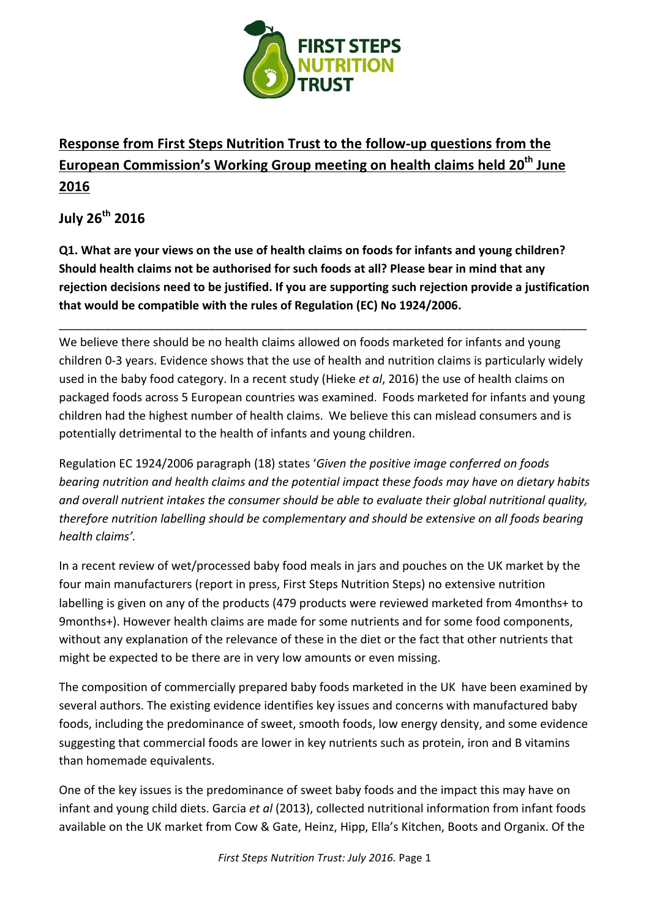FIRST STEPS NUTRITION TRUST

# Response from First Steps Nutrition Trust to the follow-up questions from the European Commission's Working Group meeting on health claims held 20th June 2016

## July 26th 2016

**Q1. What are your views on the use of health claims on foods for infants and young children? Should health claims not be authorised for such foods at all? Please bear in mind that any rejection decisions need to be justified. If you are supporting such rejection provide a justification that would be compatible with the rules of Regulation (EC) No 1924/2006.**

---

We believe there should be no health claims allowed on foods marketed for infants and young children 0-3 years. Evidence shows that the use of health and nutrition claims is particularly widely used in the baby food category. In a recent study (Hieke *et al*, 2016) the use of health claims on packaged foods across 5 European countries was examined. Foods marketed for infants and young children had the highest number of health claims. We believe this can mislead consumers and is potentially detrimental to the health of infants and young children.

Regulation EC 1924/2006 paragraph (18) states '*Given the positive image conferred on foods bearing nutrition and health claims and the potential impact these foods may have on dietary habits and overall nutrient intakes the consumer should be able to evaluate their global nutritional quality, therefore nutrition labelling should be complementary and should be extensive on all foods bearing health claims'.*

In a recent review of wet/processed baby food meals in jars and pouches on the UK market by the four main manufacturers (report in press, First Steps Nutrition Steps) no extensive nutrition labelling is given on any of the products (479 products were reviewed marketed from 4months+ to 9months+). However health claims are made for some nutrients and for some food components, without any explanation of the relevance of these in the diet or the fact that other nutrients that might be expected to be there are in very low amounts or even missing.

The composition of commercially prepared baby foods marketed in the UK have been examined by several authors. The existing evidence identifies key issues and concerns with manufactured baby foods, including the predominance of sweet, smooth foods, low energy density, and some evidence suggesting that commercial foods are lower in key nutrients such as protein, iron and B vitamins than homemade equivalents.

One of the key issues is the predominance of sweet baby foods and the impact this may have on infant and young child diets. Garcia *et al* (2013), collected nutritional information from infant foods available on the UK market from Cow & Gate, Heinz, Hipp, Ella's Kitchen, Boots and Organix. Of the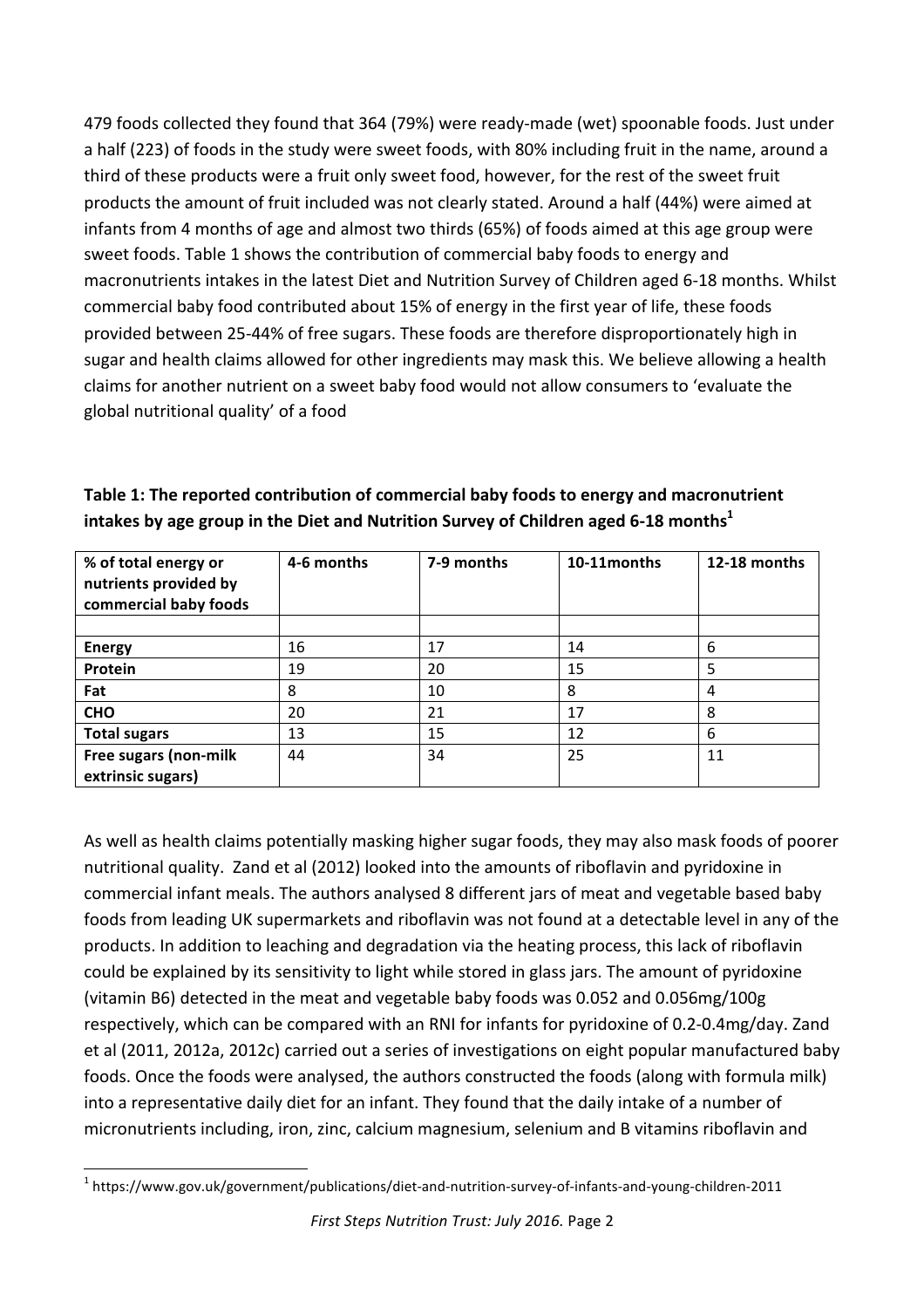479 foods collected they found that 364 (79%) were ready-made (wet) spoonable foods. Just under a half (223) of foods in the study were sweet foods, with 80% including fruit in the name, around a third of these products were a fruit only sweet food, however, for the rest of the sweet fruit products the amount of fruit included was not clearly stated. Around a half (44%) were aimed at infants from 4 months of age and almost two thirds (65%) of foods aimed at this age group were sweet foods. Table 1 shows the contribution of commercial baby foods to energy and macronutrients intakes in the latest Diet and Nutrition Survey of Children aged 6-18 months. Whilst commercial baby food contributed about 15% of energy in the first year of life, these foods provided between 25-44% of free sugars. These foods are therefore disproportionately high in sugar and health claims allowed for other ingredients may mask this. We believe allowing a health claims for another nutrient on a sweet baby food would not allow consumers to 'evaluate the global nutritional quality' of a food

**Table 1: The reported contribution of commercial baby foods to energy and macronutrient intakes by age group in the Diet and Nutrition Survey of Children aged 6-18 months[1]**

| % of total energy or nutrients provided by commercial baby foods | 4-6 months | 7-9 months | 10-11months | 12-18 months |
|---|---|---|---|---|
| | | | | |
| **Energy** | 16 | 17 | 14 | 6 |
| **Protein** | 19 | 20 | 15 | 5 |
| **Fat** | 8 | 10 | 8 | 4 |
| **CHO** | 20 | 21 | 17 | 8 |
| **Total sugars** | 13 | 15 | 12 | 6 |
| **Free sugars (non-milk extrinsic sugars)** | 44 | 34 | 25 | 11 |

As well as health claims potentially masking higher sugar foods, they may also mask foods of poorer nutritional quality. Zand et al (2012) looked into the amounts of riboflavin and pyridoxine in commercial infant meals. The authors analysed 8 different jars of meat and vegetable based baby foods from leading UK supermarkets and riboflavin was not found at a detectable level in any of the products. In addition to leaching and degradation via the heating process, this lack of riboflavin could be explained by its sensitivity to light while stored in glass jars. The amount of pyridoxine (vitamin B6) detected in the meat and vegetable baby foods was 0.052 and 0.056mg/100g respectively, which can be compared with an RNI for infants for pyridoxine of 0.2-0.4mg/day. Zand et al (2011, 2012a, 2012c) carried out a series of investigations on eight popular manufactured baby foods. Once the foods were analysed, the authors constructed the foods (along with formula milk) into a representative daily diet for an infant. They found that the daily intake of a number of micronutrients including, iron, zinc, calcium magnesium, selenium and B vitamins riboflavin and

[1] https://www.gov.uk/government/publications/diet-and-nutrition-survey-of-infants-and-young-children-2011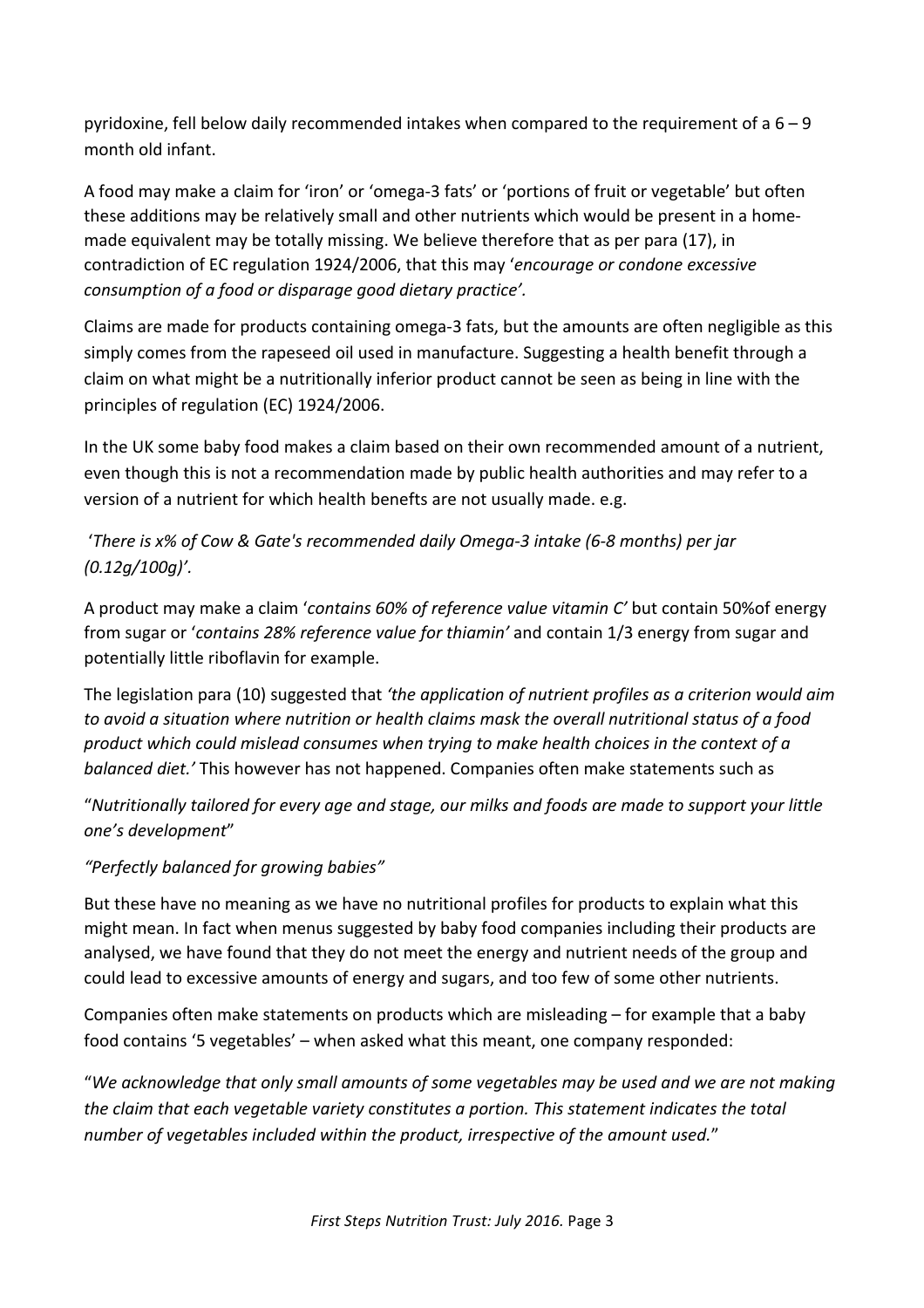pyridoxine, fell below daily recommended intakes when compared to the requirement of a 6 – 9 month old infant.

A food may make a claim for 'iron' or 'omega-3 fats' or 'portions of fruit or vegetable' but often these additions may be relatively small and other nutrients which would be present in a home-made equivalent may be totally missing. We believe therefore that as per para (17), in contradiction of EC regulation 1924/2006, that this may '*encourage or condone excessive consumption of a food or disparage good dietary practice'*.

Claims are made for products containing omega-3 fats, but the amounts are often negligible as this simply comes from the rapeseed oil used in manufacture. Suggesting a health benefit through a claim on what might be a nutritionally inferior product cannot be seen as being in line with the principles of regulation (EC) 1924/2006.

In the UK some baby food makes a claim based on their own recommended amount of a nutrient, even though this is not a recommendation made by public health authorities and may refer to a version of a nutrient for which health benefts are not usually made. e.g.

'*There is x% of Cow & Gate's recommended daily Omega-3 intake (6-8 months) per jar (0.12g/100g)'*.

A product may make a claim '*contains 60% of reference value vitamin C'* but contain 50%of energy from sugar or '*contains 28% reference value for thiamin'* and contain 1/3 energy from sugar and potentially little riboflavin for example.

The legislation para (10) suggested that *'the application of nutrient profiles as a criterion would aim to avoid a situation where nutrition or health claims mask the overall nutritional status of a food product which could mislead consumes when trying to make health choices in the context of a balanced diet.'* This however has not happened. Companies often make statements such as

"*Nutritionally tailored for every age and stage, our milks and foods are made to support your little one's development*"

*"Perfectly balanced for growing babies"*

But these have no meaning as we have no nutritional profiles for products to explain what this might mean. In fact when menus suggested by baby food companies including their products are analysed, we have found that they do not meet the energy and nutrient needs of the group and could lead to excessive amounts of energy and sugars, and too few of some other nutrients.

Companies often make statements on products which are misleading – for example that a baby food contains '5 vegetables' – when asked what this meant, one company responded:

"*We acknowledge that only small amounts of some vegetables may be used and we are not making the claim that each vegetable variety constitutes a portion. This statement indicates the total number of vegetables included within the product, irrespective of the amount used.*"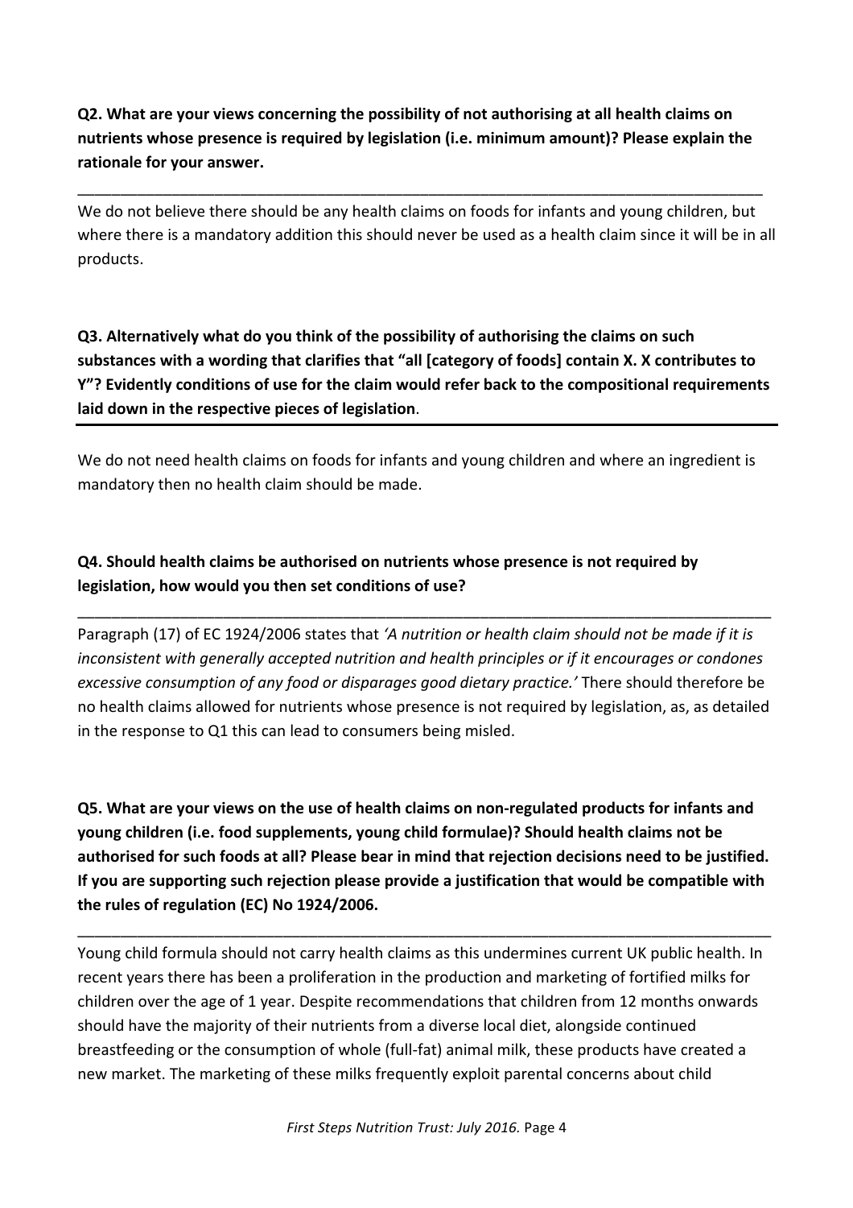**Q2. What are your views concerning the possibility of not authorising at all health claims on nutrients whose presence is required by legislation (i.e. minimum amount)? Please explain the rationale for your answer.**

We do not believe there should be any health claims on foods for infants and young children, but where there is a mandatory addition this should never be used as a health claim since it will be in all products.

**Q3. Alternatively what do you think of the possibility of authorising the claims on such substances with a wording that clarifies that "all [category of foods] contain X. X contributes to Y"? Evidently conditions of use for the claim would refer back to the compositional requirements laid down in the respective pieces of legislation**.

We do not need health claims on foods for infants and young children and where an ingredient is mandatory then no health claim should be made.

**Q4. Should health claims be authorised on nutrients whose presence is not required by legislation, how would you then set conditions of use?**

Paragraph (17) of EC 1924/2006 states that *'A nutrition or health claim should not be made if it is inconsistent with generally accepted nutrition and health principles or if it encourages or condones excessive consumption of any food or disparages good dietary practice.'* There should therefore be no health claims allowed for nutrients whose presence is not required by legislation, as, as detailed in the response to Q1 this can lead to consumers being misled.

**Q5. What are your views on the use of health claims on non-regulated products for infants and young children (i.e. food supplements, young child formulae)? Should health claims not be authorised for such foods at all? Please bear in mind that rejection decisions need to be justified. If you are supporting such rejection please provide a justification that would be compatible with the rules of regulation (EC) No 1924/2006.**

Young child formula should not carry health claims as this undermines current UK public health. In recent years there has been a proliferation in the production and marketing of fortified milks for children over the age of 1 year. Despite recommendations that children from 12 months onwards should have the majority of their nutrients from a diverse local diet, alongside continued breastfeeding or the consumption of whole (full-fat) animal milk, these products have created a new market. The marketing of these milks frequently exploit parental concerns about child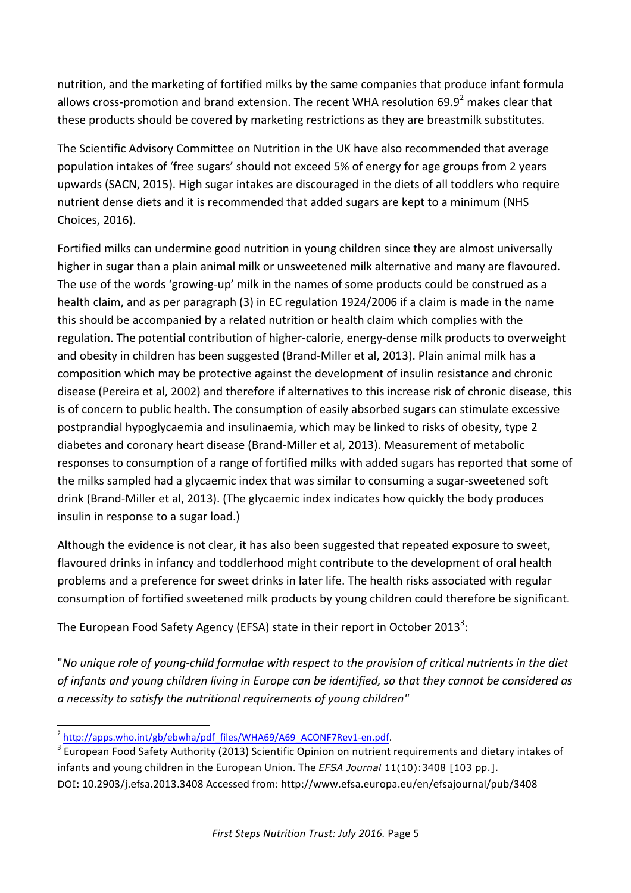nutrition, and the marketing of fortified milks by the same companies that produce infant formula allows cross-promotion and brand extension. The recent WHA resolution 69.9[2] makes clear that these products should be covered by marketing restrictions as they are breastmilk substitutes.

The Scientific Advisory Committee on Nutrition in the UK have also recommended that average population intakes of 'free sugars' should not exceed 5% of energy for age groups from 2 years upwards (SACN, 2015). High sugar intakes are discouraged in the diets of all toddlers who require nutrient dense diets and it is recommended that added sugars are kept to a minimum (NHS Choices, 2016).

Fortified milks can undermine good nutrition in young children since they are almost universally higher in sugar than a plain animal milk or unsweetened milk alternative and many are flavoured. The use of the words 'growing-up' milk in the names of some products could be construed as a health claim, and as per paragraph (3) in EC regulation 1924/2006 if a claim is made in the name this should be accompanied by a related nutrition or health claim which complies with the regulation. The potential contribution of higher-calorie, energy-dense milk products to overweight and obesity in children has been suggested (Brand-Miller et al, 2013). Plain animal milk has a composition which may be protective against the development of insulin resistance and chronic disease (Pereira et al, 2002) and therefore if alternatives to this increase risk of chronic disease, this is of concern to public health. The consumption of easily absorbed sugars can stimulate excessive postprandial hypoglycaemia and insulinaemia, which may be linked to risks of obesity, type 2 diabetes and coronary heart disease (Brand-Miller et al, 2013). Measurement of metabolic responses to consumption of a range of fortified milks with added sugars has reported that some of the milks sampled had a glycaemic index that was similar to consuming a sugar-sweetened soft drink (Brand-Miller et al, 2013). (The glycaemic index indicates how quickly the body produces insulin in response to a sugar load.)

Although the evidence is not clear, it has also been suggested that repeated exposure to sweet, flavoured drinks in infancy and toddlerhood might contribute to the development of oral health problems and a preference for sweet drinks in later life. The health risks associated with regular consumption of fortified sweetened milk products by young children could therefore be significant.

The European Food Safety Agency (EFSA) state in their report in October 2013[3]:

"*No unique role of young-child formulae with respect to the provision of critical nutrients in the diet of infants and young children living in Europe can be identified, so that they cannot be considered as a necessity to satisfy the nutritional requirements of young children*"

---

[2] http://apps.who.int/gb/ebwha/pdf_files/WHA69/A69_ACONF7Rev1-en.pdf.

[3] European Food Safety Authority (2013) Scientific Opinion on nutrient requirements and dietary intakes of infants and young children in the European Union. The *EFSA Journal* 11(10):3408 [103 pp.]. DOI**:** 10.2903/j.efsa.2013.3408 Accessed from: http://www.efsa.europa.eu/en/efsajournal/pub/3408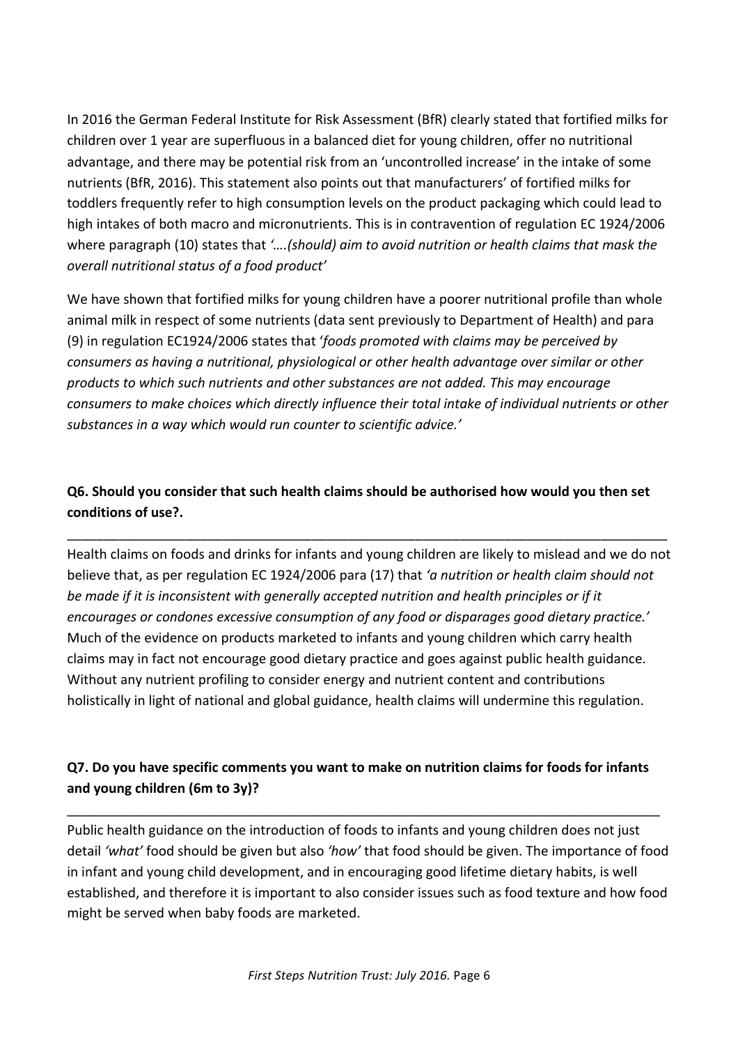In 2016 the German Federal Institute for Risk Assessment (BfR) clearly stated that fortified milks for children over 1 year are superfluous in a balanced diet for young children, offer no nutritional advantage, and there may be potential risk from an 'uncontrolled increase' in the intake of some nutrients (BfR, 2016). This statement also points out that manufacturers' of fortified milks for toddlers frequently refer to high consumption levels on the product packaging which could lead to high intakes of both macro and micronutrients. This is in contravention of regulation EC 1924/2006 where paragraph (10) states that *'….(should) aim to avoid nutrition or health claims that mask the overall nutritional status of a food product'*

We have shown that fortified milks for young children have a poorer nutritional profile than whole animal milk in respect of some nutrients (data sent previously to Department of Health) and para (9) in regulation EC1924/2006 states that '*foods promoted with claims may be perceived by consumers as having a nutritional, physiological or other health advantage over similar or other products to which such nutrients and other substances are not added. This may encourage consumers to make choices which directly influence their total intake of individual nutrients or other substances in a way which would run counter to scientific advice.'*

**Q6. Should you consider that such health claims should be authorised how would you then set conditions of use?.**

---

Health claims on foods and drinks for infants and young children are likely to mislead and we do not believe that, as per regulation EC 1924/2006 para (17) that *'a nutrition or health claim should not be made if it is inconsistent with generally accepted nutrition and health principles or if it encourages or condones excessive consumption of any food or disparages good dietary practice.'* Much of the evidence on products marketed to infants and young children which carry health claims may in fact not encourage good dietary practice and goes against public health guidance. Without any nutrient profiling to consider energy and nutrient content and contributions holistically in light of national and global guidance, health claims will undermine this regulation.

**Q7. Do you have specific comments you want to make on nutrition claims for foods for infants and young children (6m to 3y)?**

---

Public health guidance on the introduction of foods to infants and young children does not just detail *'what'* food should be given but also *'how'* that food should be given. The importance of food in infant and young child development, and in encouraging good lifetime dietary habits, is well established, and therefore it is important to also consider issues such as food texture and how food might be served when baby foods are marketed.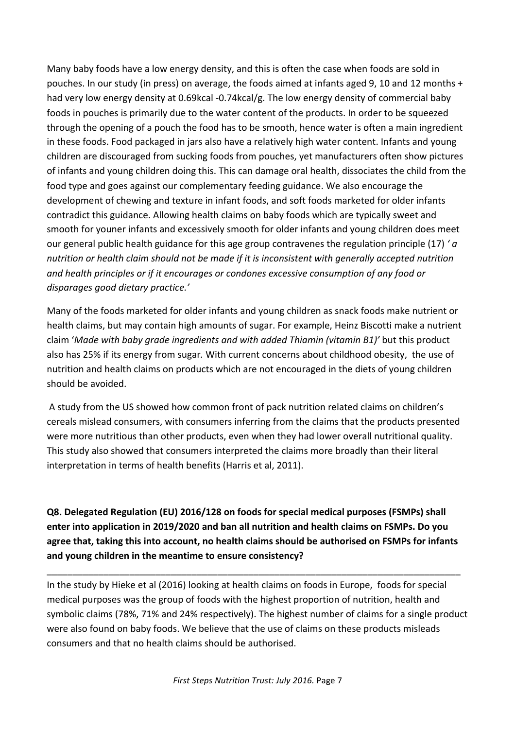Many baby foods have a low energy density, and this is often the case when foods are sold in pouches. In our study (in press) on average, the foods aimed at infants aged 9, 10 and 12 months + had very low energy density at 0.69kcal -0.74kcal/g. The low energy density of commercial baby foods in pouches is primarily due to the water content of the products. In order to be squeezed through the opening of a pouch the food has to be smooth, hence water is often a main ingredient in these foods. Food packaged in jars also have a relatively high water content. Infants and young children are discouraged from sucking foods from pouches, yet manufacturers often show pictures of infants and young children doing this. This can damage oral health, dissociates the child from the food type and goes against our complementary feeding guidance. We also encourage the development of chewing and texture in infant foods, and soft foods marketed for older infants contradict this guidance. Allowing health claims on baby foods which are typically sweet and smooth for youner infants and excessively smooth for older infants and young children does meet our general public health guidance for this age group contravenes the regulation principle (17) *' a nutrition or health claim should not be made if it is inconsistent with generally accepted nutrition and health principles or if it encourages or condones excessive consumption of any food or disparages good dietary practice.'*

Many of the foods marketed for older infants and young children as snack foods make nutrient or health claims, but may contain high amounts of sugar. For example, Heinz Biscotti make a nutrient claim '*Made with baby grade ingredients and with added Thiamin (vitamin B1)'* but this product also has 25% if its energy from sugar*.* With current concerns about childhood obesity, the use of nutrition and health claims on products which are not encouraged in the diets of young children should be avoided.

A study from the US showed how common front of pack nutrition related claims on children's cereals mislead consumers, with consumers inferring from the claims that the products presented were more nutritious than other products, even when they had lower overall nutritional quality. This study also showed that consumers interpreted the claims more broadly than their literal interpretation in terms of health benefits (Harris et al, 2011).

**Q8. Delegated Regulation (EU) 2016/128 on foods for special medical purposes (FSMPs) shall enter into application in 2019/2020 and ban all nutrition and health claims on FSMPs. Do you agree that, taking this into account, no health claims should be authorised on FSMPs for infants and young children in the meantime to ensure consistency?**

---

In the study by Hieke et al (2016) looking at health claims on foods in Europe, foods for special medical purposes was the group of foods with the highest proportion of nutrition, health and symbolic claims (78%, 71% and 24% respectively). The highest number of claims for a single product were also found on baby foods. We believe that the use of claims on these products misleads consumers and that no health claims should be authorised.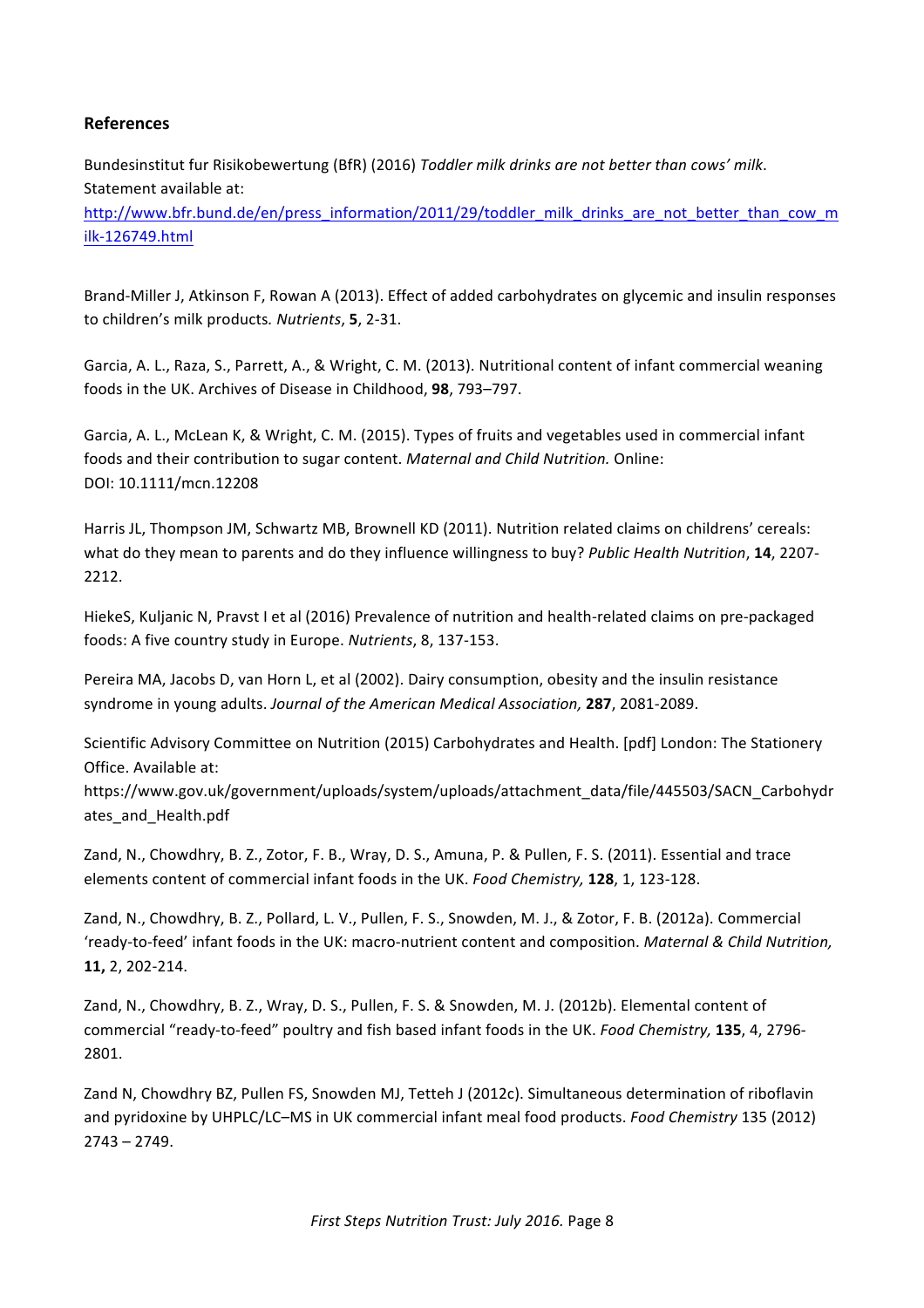## References

Bundesinstitut fur Risikobewertung (BfR) (2016) *Toddler milk drinks are not better than cows' milk*. Statement available at: [http://www.bfr.bund.de/en/press_information/2011/29/toddler_milk_drinks_are_not_better_than_cow_milk-126749.html](http://www.bfr.bund.de/en/press_information/2011/29/toddler_milk_drinks_are_not_better_than_cow_milk-126749.html)

Brand-Miller J, Atkinson F, Rowan A (2013). Effect of added carbohydrates on glycemic and insulin responses to children's milk products. *Nutrients*, **5**, 2-31.

Garcia, A. L., Raza, S., Parrett, A., & Wright, C. M. (2013). Nutritional content of infant commercial weaning foods in the UK. Archives of Disease in Childhood, **98**, 793–797.

Garcia, A. L., McLean K, & Wright, C. M. (2015). Types of fruits and vegetables used in commercial infant foods and their contribution to sugar content. *Maternal and Child Nutrition.* Online: DOI: 10.1111/mcn.12208

Harris JL, Thompson JM, Schwartz MB, Brownell KD (2011). Nutrition related claims on childrens' cereals: what do they mean to parents and do they influence willingness to buy? *Public Health Nutrition*, **14**, 2207-2212.

HiekeS, Kuljanic N, Pravst I et al (2016) Prevalence of nutrition and health-related claims on pre-packaged foods: A five country study in Europe. *Nutrients*, 8, 137-153.

Pereira MA, Jacobs D, van Horn L, et al (2002). Dairy consumption, obesity and the insulin resistance syndrome in young adults. *Journal of the American Medical Association,* **287**, 2081-2089.

Scientific Advisory Committee on Nutrition (2015) Carbohydrates and Health. [pdf] London: The Stationery Office. Available at: https://www.gov.uk/government/uploads/system/uploads/attachment_data/file/445503/SACN_Carbohydrates_and_Health.pdf

Zand, N., Chowdhry, B. Z., Zotor, F. B., Wray, D. S., Amuna, P. & Pullen, F. S. (2011). Essential and trace elements content of commercial infant foods in the UK. *Food Chemistry,* **128**, 1, 123-128.

Zand, N., Chowdhry, B. Z., Pollard, L. V., Pullen, F. S., Snowden, M. J., & Zotor, F. B. (2012a). Commercial 'ready-to-feed' infant foods in the UK: macro-nutrient content and composition. *Maternal & Child Nutrition,* **11,** 2, 202-214.

Zand, N., Chowdhry, B. Z., Wray, D. S., Pullen, F. S. & Snowden, M. J. (2012b). Elemental content of commercial "ready-to-feed" poultry and fish based infant foods in the UK. *Food Chemistry,* **135**, 4, 2796-2801.

Zand N, Chowdhry BZ, Pullen FS, Snowden MJ, Tetteh J (2012c). Simultaneous determination of riboflavin and pyridoxine by UHPLC/LC–MS in UK commercial infant meal food products. *Food Chemistry* 135 (2012) 2743 – 2749.